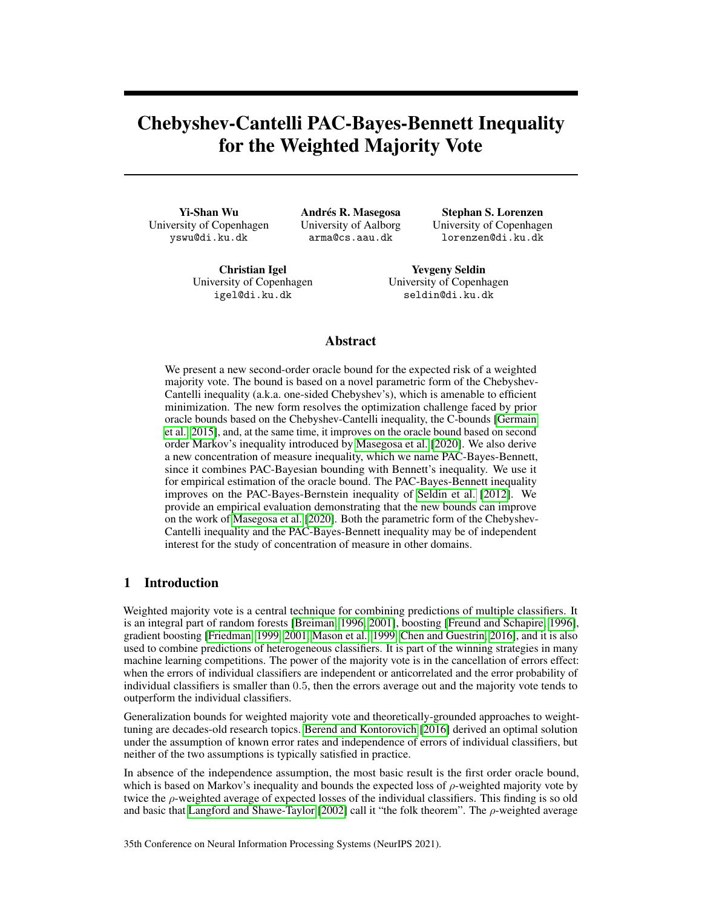# Chebyshev-Cantelli PAC-Bayes-Bennett Inequality for the Weighted Majority Vote

**Yi-Shan Wu**
University of Copenhagen
yswu@di.ku.dk

**Andrés R. Masegosa**
University of Aalborg
arma@cs.aau.dk

**Stephan S. Lorenzen**
University of Copenhagen
lorenzen@di.ku.dk

**Christian Igel**
University of Copenhagen
igel@di.ku.dk

**Yevgeny Seldin**
University of Copenhagen
seldin@di.ku.dk

## Abstract

We present a new second-order oracle bound for the expected risk of a weighted majority vote. The bound is based on a novel parametric form of the Chebyshev-Cantelli inequality (a.k.a. one-sided Chebyshev's), which is amenable to efficient minimization. The new form resolves the optimization challenge faced by prior oracle bounds based on the Chebyshev-Cantelli inequality, the C-bounds [Germain et al., 2015], and, at the same time, it improves on the oracle bound based on second order Markov's inequality introduced by Masegosa et al. [2020]. We also derive a new concentration of measure inequality, which we name PAC-Bayes-Bennett, since it combines PAC-Bayesian bounding with Bennett's inequality. We use it for empirical estimation of the oracle bound. The PAC-Bayes-Bennett inequality improves on the PAC-Bayes-Bernstein inequality of Seldin et al. [2012]. We provide an empirical evaluation demonstrating that the new bounds can improve on the work of Masegosa et al. [2020]. Both the parametric form of the Chebyshev-Cantelli inequality and the PAC-Bayes-Bennett inequality may be of independent interest for the study of concentration of measure in other domains.

## 1 Introduction

Weighted majority vote is a central technique for combining predictions of multiple classifiers. It is an integral part of random forests [Breiman, 1996, 2001], boosting [Freund and Schapire, 1996], gradient boosting [Friedman, 1999, 2001, Mason et al., 1999, Chen and Guestrin, 2016], and it is also used to combine predictions of heterogeneous classifiers. It is part of the winning strategies in many machine learning competitions. The power of the majority vote is in the cancellation of errors effect: when the errors of individual classifiers are independent or anticorrelated and the error probability of individual classifiers is smaller than $0.5$, then the errors average out and the majority vote tends to outperform the individual classifiers.

Generalization bounds for weighted majority vote and theoretically-grounded approaches to weight-tuning are decades-old research topics. Berend and Kontorovich [2016] derived an optimal solution under the assumption of known error rates and independence of errors of individual classifiers, but neither of the two assumptions is typically satisfied in practice.

In absence of the independence assumption, the most basic result is the first order oracle bound, which is based on Markov's inequality and bounds the expected loss of $\rho$-weighted majority vote by twice the $\rho$-weighted average of expected losses of the individual classifiers. This finding is so old and basic that Langford and Shawe-Taylor [2002] call it "the folk theorem". The $\rho$-weighted average

35th Conference on Neural Information Processing Systems (NeurIPS 2021).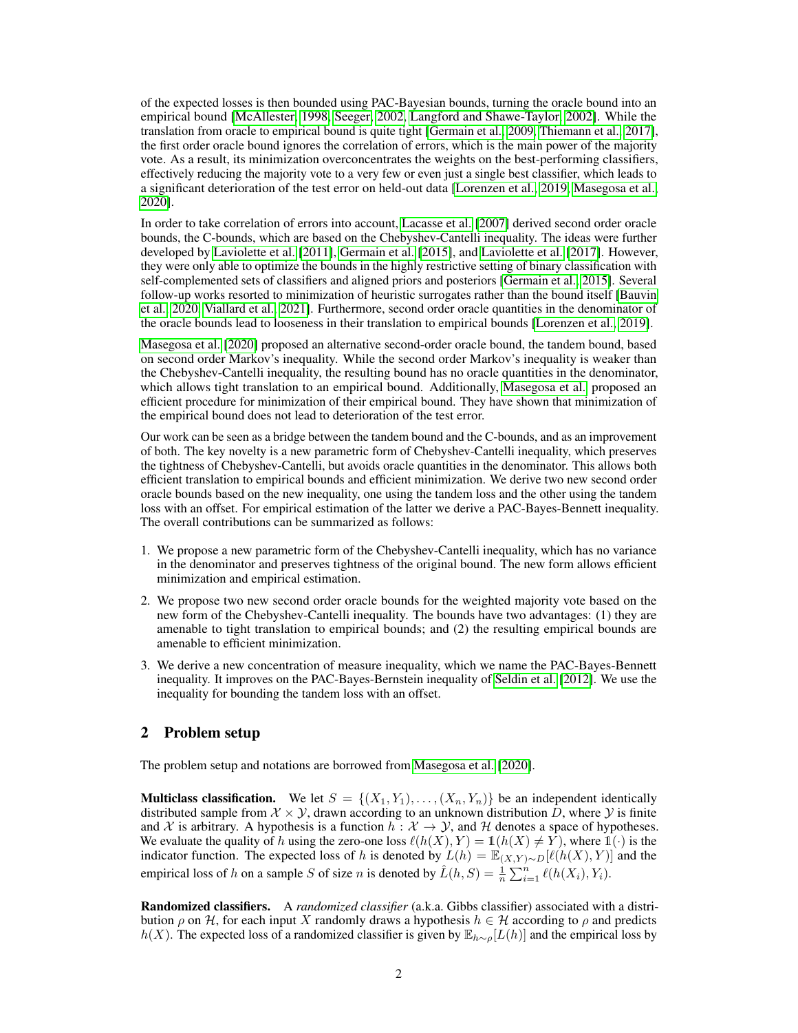of the expected losses is then bounded using PAC-Bayesian bounds, turning the oracle bound into an empirical bound [McAllester, 1998, Seeger, 2002, Langford and Shawe-Taylor, 2002]. While the translation from oracle to empirical bound is quite tight [Germain et al., 2009, Thiemann et al., 2017], the first order oracle bound ignores the correlation of errors, which is the main power of the majority vote. As a result, its minimization overconcentrates the weights on the best-performing classifiers, effectively reducing the majority vote to a very few or even just a single best classifier, which leads to a significant deterioration of the test error on held-out data [Lorenzen et al., 2019, Masegosa et al., 2020].

In order to take correlation of errors into account, Lacasse et al. [2007] derived second order oracle bounds, the C-bounds, which are based on the Chebyshev-Cantelli inequality. The ideas were further developed by Laviolette et al. [2011], Germain et al. [2015], and Laviolette et al. [2017]. However, they were only able to optimize the bounds in the highly restrictive setting of binary classification with self-complemented sets of classifiers and aligned priors and posteriors [Germain et al., 2015]. Several follow-up works resorted to minimization of heuristic surrogates rather than the bound itself [Bauvin et al., 2020, Viallard et al., 2021]. Furthermore, second order oracle quantities in the denominator of the oracle bounds lead to looseness in their translation to empirical bounds [Lorenzen et al., 2019].

Masegosa et al. [2020] proposed an alternative second-order oracle bound, the tandem bound, based on second order Markov's inequality. While the second order Markov's inequality is weaker than the Chebyshev-Cantelli inequality, the resulting bound has no oracle quantities in the denominator, which allows tight translation to an empirical bound. Additionally, Masegosa et al. proposed an efficient procedure for minimization of their empirical bound. They have shown that minimization of the empirical bound does not lead to deterioration of the test error.

Our work can be seen as a bridge between the tandem bound and the C-bounds, and as an improvement of both. The key novelty is a new parametric form of Chebyshev-Cantelli inequality, which preserves the tightness of Chebyshev-Cantelli, but avoids oracle quantities in the denominator. This allows both efficient translation to empirical bounds and efficient minimization. We derive two new second order oracle bounds based on the new inequality, one using the tandem loss and the other using the tandem loss with an offset. For empirical estimation of the latter we derive a PAC-Bayes-Bennett inequality. The overall contributions can be summarized as follows:

1. We propose a new parametric form of the Chebyshev-Cantelli inequality, which has no variance in the denominator and preserves tightness of the original bound. The new form allows efficient minimization and empirical estimation.
2. We propose two new second order oracle bounds for the weighted majority vote based on the new form of the Chebyshev-Cantelli inequality. The bounds have two advantages: (1) they are amenable to tight translation to empirical bounds; and (2) the resulting empirical bounds are amenable to efficient minimization.
3. We derive a new concentration of measure inequality, which we name the PAC-Bayes-Bennett inequality. It improves on the PAC-Bayes-Bernstein inequality of Seldin et al. [2012]. We use the inequality for bounding the tandem loss with an offset.

## 2 Problem setup

The problem setup and notations are borrowed from Masegosa et al. [2020].

**Multiclass classification.** We let $S = \{(X_1, Y_1), \dots, (X_n, Y_n)\}$ be an independent identically distributed sample from $\mathcal{X} \times \mathcal{Y}$, drawn according to an unknown distribution $D$, where $\mathcal{Y}$ is finite and $\mathcal{X}$ is arbitrary. A hypothesis is a function $h : \mathcal{X} \to \mathcal{Y}$, and $\mathcal{H}$ denotes a space of hypotheses. We evaluate the quality of $h$ using the zero-one loss $\ell(h(X), Y) = \mathbb{1}(h(X) \neq Y)$, where $\mathbb{1}(\cdot)$ is the indicator function. The expected loss of $h$ is denoted by $L(h) = \mathbb{E}_{(X,Y)\sim D}[\ell(h(X), Y)]$ and the empirical loss of $h$ on a sample $S$ of size $n$ is denoted by $\hat{L}(h, S) = \frac{1}{n}\sum_{i=1}^{n} \ell(h(X_i), Y_i)$.

**Randomized classifiers.** A *randomized classifier* (a.k.a. Gibbs classifier) associated with a distribution $\rho$ on $\mathcal{H}$, for each input $X$ randomly draws a hypothesis $h \in \mathcal{H}$ according to $\rho$ and predicts $h(X)$. The expected loss of a randomized classifier is given by $\mathbb{E}_{h\sim\rho}[L(h)]$ and the empirical loss by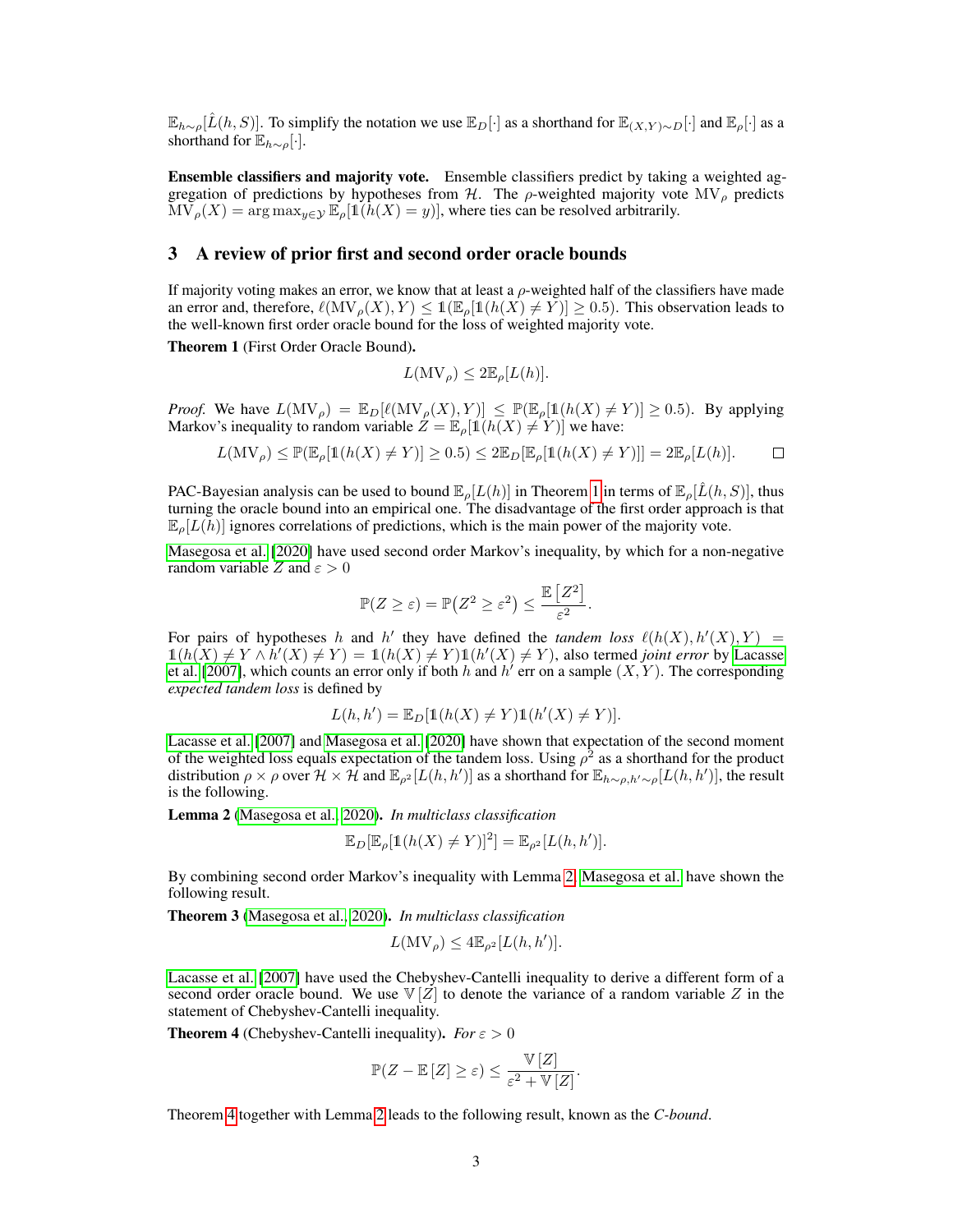$\mathbb{E}_{h\sim\rho}[\hat{L}(h,S)]$. To simplify the notation we use $\mathbb{E}_D[\cdot]$ as a shorthand for $\mathbb{E}_{(X,Y)\sim D}[\cdot]$ and $\mathbb{E}_\rho[\cdot]$ as a shorthand for $\mathbb{E}_{h\sim\rho}[\cdot]$.

**Ensemble classifiers and majority vote.** Ensemble classifiers predict by taking a weighted aggregation of predictions by hypotheses from $\mathcal{H}$. The $\rho$-weighted majority vote $\mathrm{MV}_\rho$ predicts $\mathrm{MV}_\rho(X) = \arg\max_{y\in\mathcal{Y}} \mathbb{E}_\rho[\mathbb{1}(h(X)=y)]$, where ties can be resolved arbitrarily.

## 3 A review of prior first and second order oracle bounds

If majority voting makes an error, we know that at least a $\rho$-weighted half of the classifiers have made an error and, therefore, $\ell(\mathrm{MV}_\rho(X),Y) \le \mathbb{1}(\mathbb{E}_\rho[\mathbb{1}(h(X)\neq Y)] \ge 0.5)$. This observation leads to the well-known first order oracle bound for the loss of weighted majority vote.

**Theorem 1** (First Order Oracle Bound)**.**

$$L(\mathrm{MV}_\rho) \le 2\mathbb{E}_\rho[L(h)].$$

*Proof.* We have $L(\mathrm{MV}_\rho) = \mathbb{E}_D[\ell(\mathrm{MV}_\rho(X),Y)] \le \mathbb{P}(\mathbb{E}_\rho[\mathbb{1}(h(X)\neq Y)] \ge 0.5)$. By applying Markov's inequality to random variable $Z = \mathbb{E}_\rho[\mathbb{1}(h(X)\neq Y)]$ we have:

$$L(\mathrm{MV}_\rho) \le \mathbb{P}(\mathbb{E}_\rho[\mathbb{1}(h(X)\neq Y)] \ge 0.5) \le 2\mathbb{E}_D[\mathbb{E}_\rho[\mathbb{1}(h(X)\neq Y)]] = 2\mathbb{E}_\rho[L(h)]. \qquad \square$$

PAC-Bayesian analysis can be used to bound $\mathbb{E}_\rho[L(h)]$ in Theorem 1 in terms of $\mathbb{E}_\rho[\hat{L}(h,S)]$, thus turning the oracle bound into an empirical one. The disadvantage of the first order approach is that $\mathbb{E}_\rho[L(h)]$ ignores correlations of predictions, which is the main power of the majority vote.

Masegosa et al. [2020] have used second order Markov's inequality, by which for a non-negative random variable $Z$ and $\varepsilon > 0$

$$\mathbb{P}(Z \ge \varepsilon) = \mathbb{P}\big(Z^2 \ge \varepsilon^2\big) \le \frac{\mathbb{E}\left[Z^2\right]}{\varepsilon^2}.$$

For pairs of hypotheses $h$ and $h'$ they have defined the *tandem loss* $\ell(h(X),h'(X),Y) = \mathbb{1}(h(X)\neq Y \wedge h'(X)\neq Y) = \mathbb{1}(h(X)\neq Y)\mathbb{1}(h'(X)\neq Y)$, also termed *joint error* by Lacasse et al. [2007], which counts an error only if both $h$ and $h'$ err on a sample $(X,Y)$. The corresponding *expected tandem loss* is defined by

$$L(h,h') = \mathbb{E}_D[\mathbb{1}(h(X)\neq Y)\mathbb{1}(h'(X)\neq Y)].$$

Lacasse et al. [2007] and Masegosa et al. [2020] have shown that expectation of the second moment of the weighted loss equals expectation of the tandem loss. Using $\rho^2$ as a shorthand for the product distribution $\rho\times\rho$ over $\mathcal{H}\times\mathcal{H}$ and $\mathbb{E}_{\rho^2}[L(h,h')]$ as a shorthand for $\mathbb{E}_{h\sim\rho,h'\sim\rho}[L(h,h')]$, the result is the following.

**Lemma 2** (Masegosa et al., 2020)**.** *In multiclass classification*

$$\mathbb{E}_D[\mathbb{E}_\rho[\mathbb{1}(h(X)\neq Y)]^2] = \mathbb{E}_{\rho^2}[L(h,h')].$$

By combining second order Markov's inequality with Lemma 2 Masegosa et al. have shown the following result.

**Theorem 3** (Masegosa et al., 2020)**.** *In multiclass classification*

$$L(\mathrm{MV}_\rho) \le 4\mathbb{E}_{\rho^2}[L(h,h')].$$

Lacasse et al. [2007] have used the Chebyshev-Cantelli inequality to derive a different form of a second order oracle bound. We use $\mathbb{V}[Z]$ to denote the variance of a random variable $Z$ in the statement of Chebyshev-Cantelli inequality.

**Theorem 4** (Chebyshev-Cantelli inequality)**.** *For $\varepsilon > 0$*

$$\mathbb{P}(Z - \mathbb{E}[Z] \ge \varepsilon) \le \frac{\mathbb{V}[Z]}{\varepsilon^2 + \mathbb{V}[Z]}.$$

Theorem 4 together with Lemma 2 leads to the following result, known as the *C-bound*.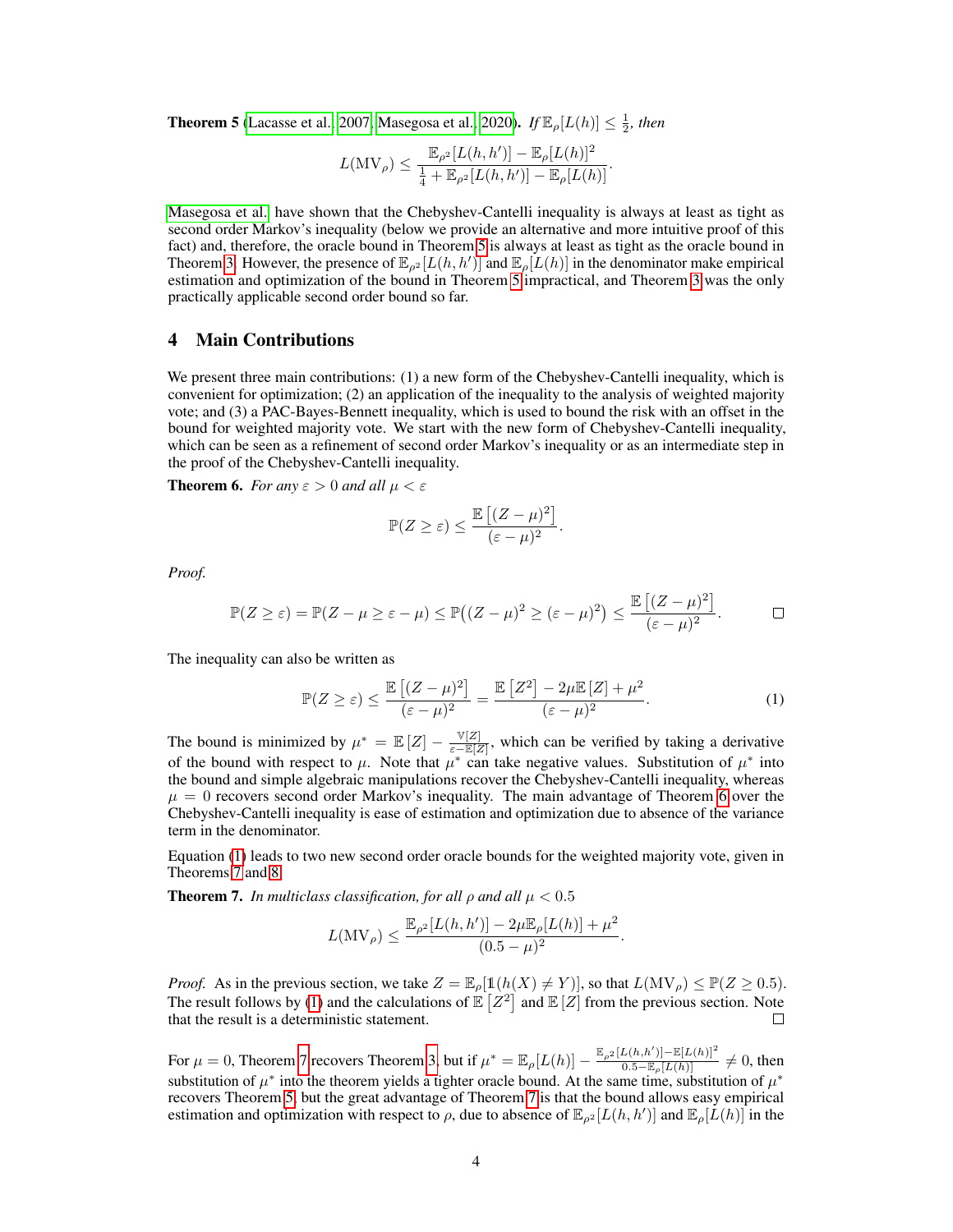**Theorem 5** (Lacasse et al., 2007, Masegosa et al., 2020)**.** *If* $\mathbb{E}_\rho[L(h)] \leq \frac{1}{2}$*, then*

$$L(\mathrm{MV}_\rho) \leq \frac{\mathbb{E}_{\rho^2}[L(h,h')] - \mathbb{E}_\rho[L(h)]^2}{\frac{1}{4} + \mathbb{E}_{\rho^2}[L(h,h')] - \mathbb{E}_\rho[L(h)]}.$$

Masegosa et al. have shown that the Chebyshev-Cantelli inequality is always at least as tight as second order Markov's inequality (below we provide an alternative and more intuitive proof of this fact) and, therefore, the oracle bound in Theorem 5 is always at least as tight as the oracle bound in Theorem 3. However, the presence of $\mathbb{E}_{\rho^2}[L(h,h')]$ and $\mathbb{E}_\rho[L(h)]$ in the denominator make empirical estimation and optimization of the bound in Theorem 5 impractical, and Theorem 3 was the only practically applicable second order bound so far.

## 4 Main Contributions

We present three main contributions: (1) a new form of the Chebyshev-Cantelli inequality, which is convenient for optimization; (2) an application of the inequality to the analysis of weighted majority vote; and (3) a PAC-Bayes-Bennett inequality, which is used to bound the risk with an offset in the bound for weighted majority vote. We start with the new form of Chebyshev-Cantelli inequality, which can be seen as a refinement of second order Markov's inequality or as an intermediate step in the proof of the Chebyshev-Cantelli inequality.

**Theorem 6.** *For any* $\varepsilon > 0$ *and all* $\mu < \varepsilon$

$$\mathbb{P}(Z \geq \varepsilon) \leq \frac{\mathbb{E}\left[(Z-\mu)^2\right]}{(\varepsilon - \mu)^2}.$$

*Proof.*

$$\mathbb{P}(Z \geq \varepsilon) = \mathbb{P}(Z - \mu \geq \varepsilon - \mu) \leq \mathbb{P}\big((Z-\mu)^2 \geq (\varepsilon-\mu)^2\big) \leq \frac{\mathbb{E}\left[(Z-\mu)^2\right]}{(\varepsilon-\mu)^2}. \qquad \square$$

The inequality can also be written as

$$\mathbb{P}(Z \geq \varepsilon) \leq \frac{\mathbb{E}\left[(Z-\mu)^2\right]}{(\varepsilon-\mu)^2} = \frac{\mathbb{E}\left[Z^2\right] - 2\mu\mathbb{E}\left[Z\right] + \mu^2}{(\varepsilon-\mu)^2}. \tag{1}$$

The bound is minimized by $\mu^* = \mathbb{E}\left[Z\right] - \frac{\mathbb{V}[Z]}{\varepsilon - \mathbb{E}[Z]}$, which can be verified by taking a derivative of the bound with respect to $\mu$. Note that $\mu^*$ can take negative values. Substitution of $\mu^*$ into the bound and simple algebraic manipulations recover the Chebyshev-Cantelli inequality, whereas $\mu = 0$ recovers second order Markov's inequality. The main advantage of Theorem 6 over the Chebyshev-Cantelli inequality is ease of estimation and optimization due to absence of the variance term in the denominator.

Equation (1) leads to two new second order oracle bounds for the weighted majority vote, given in Theorems 7 and 8.

**Theorem 7.** *In multiclass classification, for all* $\rho$ *and all* $\mu < 0.5$

$$L(\mathrm{MV}_\rho) \leq \frac{\mathbb{E}_{\rho^2}[L(h,h')] - 2\mu\mathbb{E}_\rho[L(h)] + \mu^2}{(0.5 - \mu)^2}.$$

*Proof.* As in the previous section, we take $Z = \mathbb{E}_\rho[\mathbb{1}(h(X) \neq Y)]$, so that $L(\mathrm{MV}_\rho) \leq \mathbb{P}(Z \geq 0.5)$. The result follows by (1) and the calculations of $\mathbb{E}\left[Z^2\right]$ and $\mathbb{E}\left[Z\right]$ from the previous section. Note that the result is a deterministic statement. $\square$

For $\mu = 0$, Theorem 7 recovers Theorem 3, but if $\mu^* = \mathbb{E}_\rho[L(h)] - \frac{\mathbb{E}_{\rho^2}[L(h,h')] - \mathbb{E}[L(h)]^2}{0.5 - \mathbb{E}_\rho[L(h)]} \neq 0$, then substitution of $\mu^*$ into the theorem yields a tighter oracle bound. At the same time, substitution of $\mu^*$ recovers Theorem 5, but the great advantage of Theorem 7 is that the bound allows easy empirical estimation and optimization with respect to $\rho$, due to absence of $\mathbb{E}_{\rho^2}[L(h,h')]$ and $\mathbb{E}_\rho[L(h)]$ in the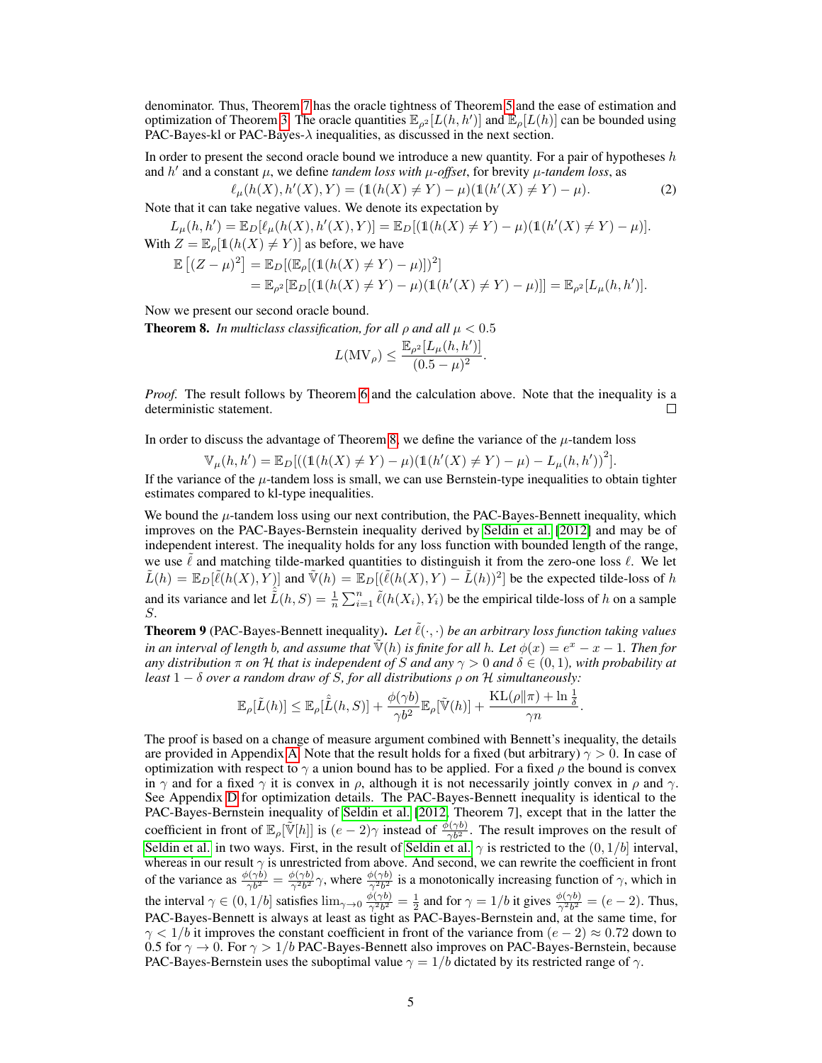denominator. Thus, Theorem 7 has the oracle tightness of Theorem 5 and the ease of estimation and optimization of Theorem 3. The oracle quantities $\mathbb{E}_{\rho^2}[L(h,h')]$ and $\mathbb{E}_\rho[L(h)]$ can be bounded using PAC-Bayes-kl or PAC-Bayes-$\lambda$ inequalities, as discussed in the next section.

In order to present the second oracle bound we introduce a new quantity. For a pair of hypotheses $h$ and $h'$ and a constant $\mu$, we define *tandem loss with $\mu$-offset*, for brevity *$\mu$-tandem loss*, as

$$\ell_\mu(h(X), h'(X), Y) = (\mathbb{1}(h(X) \neq Y) - \mu)(\mathbb{1}(h'(X) \neq Y) - \mu). \tag{2}$$

Note that it can take negative values. We denote its expectation by

$$L_\mu(h,h') = \mathbb{E}_D[\ell_\mu(h(X), h'(X), Y)] = \mathbb{E}_D[(\mathbb{1}(h(X) \neq Y) - \mu)(\mathbb{1}(h'(X) \neq Y) - \mu)].$$

With $Z = \mathbb{E}_\rho[\mathbb{1}(h(X) \neq Y)]$ as before, we have

$$\begin{aligned}\mathbb{E}\left[(Z-\mu)^2\right] &= \mathbb{E}_D[(\mathbb{E}_\rho[(\mathbb{1}(h(X) \neq Y) - \mu)])^2] \\ &= \mathbb{E}_{\rho^2}[\mathbb{E}_D[(\mathbb{1}(h(X) \neq Y) - \mu)(\mathbb{1}(h'(X) \neq Y) - \mu)]] = \mathbb{E}_{\rho^2}[L_\mu(h,h')].\end{aligned}$$

Now we present our second oracle bound.

**Theorem 8.** *In multiclass classification, for all $\rho$ and all $\mu < 0.5$*

$$L(\mathrm{MV}_\rho) \leq \frac{\mathbb{E}_{\rho^2}[L_\mu(h,h')]}{(0.5-\mu)^2}.$$

*Proof.* The result follows by Theorem 6 and the calculation above. Note that the inequality is a deterministic statement. □

In order to discuss the advantage of Theorem 8, we define the variance of the $\mu$-tandem loss

$$\mathbb{V}_\mu(h,h') = \mathbb{E}_D[((\mathbb{1}(h(X) \neq Y) - \mu)(\mathbb{1}(h'(X) \neq Y) - \mu) - L_\mu(h,h'))^2].$$

If the variance of the $\mu$-tandem loss is small, we can use Bernstein-type inequalities to obtain tighter estimates compared to kl-type inequalities.

We bound the $\mu$-tandem loss using our next contribution, the PAC-Bayes-Bennett inequality, which improves on the PAC-Bayes-Bernstein inequality derived by Seldin et al. [2012] and may be of independent interest. The inequality holds for any loss function with bounded length of the range, we use $\tilde{\ell}$ and matching tilde-marked quantities to distinguish it from the zero-one loss $\ell$. We let $\tilde{L}(h) = \mathbb{E}_D[\tilde{\ell}(h(X),Y)]$ and $\tilde{\mathbb{V}}(h) = \mathbb{E}_D[(\tilde{\ell}(h(X),Y) - \tilde{L}(h))^2]$ be the expected tilde-loss of $h$ and its variance and let $\hat{\tilde{L}}(h,S) = \frac{1}{n}\sum_{i=1}^n \tilde{\ell}(h(X_i),Y_i)$ be the empirical tilde-loss of $h$ on a sample $S$.

**Theorem 9** (PAC-Bayes-Bennett inequality)**.** *Let $\tilde{\ell}(\cdot,\cdot)$ be an arbitrary loss function taking values in an interval of length $b$, and assume that $\tilde{\mathbb{V}}(h)$ is finite for all $h$. Let $\phi(x) = e^x - x - 1$. Then for any distribution $\pi$ on $\mathcal{H}$ that is independent of $S$ and any $\gamma > 0$ and $\delta \in (0,1)$, with probability at least $1-\delta$ over a random draw of $S$, for all distributions $\rho$ on $\mathcal{H}$ simultaneously:*

$$\mathbb{E}_\rho[\tilde{L}(h)] \leq \mathbb{E}_\rho[\hat{\tilde{L}}(h,S)] + \frac{\phi(\gamma b)}{\gamma b^2}\mathbb{E}_\rho[\tilde{\mathbb{V}}(h)] + \frac{\mathrm{KL}(\rho\|\pi) + \ln\frac{1}{\delta}}{\gamma n}.$$

The proof is based on a change of measure argument combined with Bennett's inequality, the details are provided in Appendix A. Note that the result holds for a fixed (but arbitrary) $\gamma > 0$. In case of optimization with respect to $\gamma$ a union bound has to be applied. For a fixed $\rho$ the bound is convex in $\gamma$ and for a fixed $\gamma$ it is convex in $\rho$, although it is not necessarily jointly convex in $\rho$ and $\gamma$. See Appendix D for optimization details. The PAC-Bayes-Bennett inequality is identical to the PAC-Bayes-Bernstein inequality of Seldin et al. [2012, Theorem 7], except that in the latter the coefficient in front of $\mathbb{E}_\rho[\tilde{\mathbb{V}}[h]]$ is $(e-2)\gamma$ instead of $\frac{\phi(\gamma b)}{\gamma b^2}$. The result improves on the result of Seldin et al. in two ways. First, in the result of Seldin et al. $\gamma$ is restricted to the $(0, 1/b]$ interval, whereas in our result $\gamma$ is unrestricted from above. And second, we can rewrite the coefficient in front of the variance as $\frac{\phi(\gamma b)}{\gamma b^2} = \frac{\phi(\gamma b)}{\gamma^2 b^2}\gamma$, where $\frac{\phi(\gamma b)}{\gamma^2 b^2}$ is a monotonically increasing function of $\gamma$, which in the interval $\gamma \in (0, 1/b]$ satisfies $\lim_{\gamma\to 0}\frac{\phi(\gamma b)}{\gamma^2 b^2} = \frac{1}{2}$ and for $\gamma = 1/b$ it gives $\frac{\phi(\gamma b)}{\gamma^2 b^2} = (e-2)$. Thus, PAC-Bayes-Bennett is always at least as tight as PAC-Bayes-Bernstein and, at the same time, for $\gamma < 1/b$ it improves the constant coefficient in front of the variance from $(e-2) \approx 0.72$ down to 0.5 for $\gamma \to 0$. For $\gamma > 1/b$ PAC-Bayes-Bennett also improves on PAC-Bayes-Bernstein, because PAC-Bayes-Bernstein uses the suboptimal value $\gamma = 1/b$ dictated by its restricted range of $\gamma$.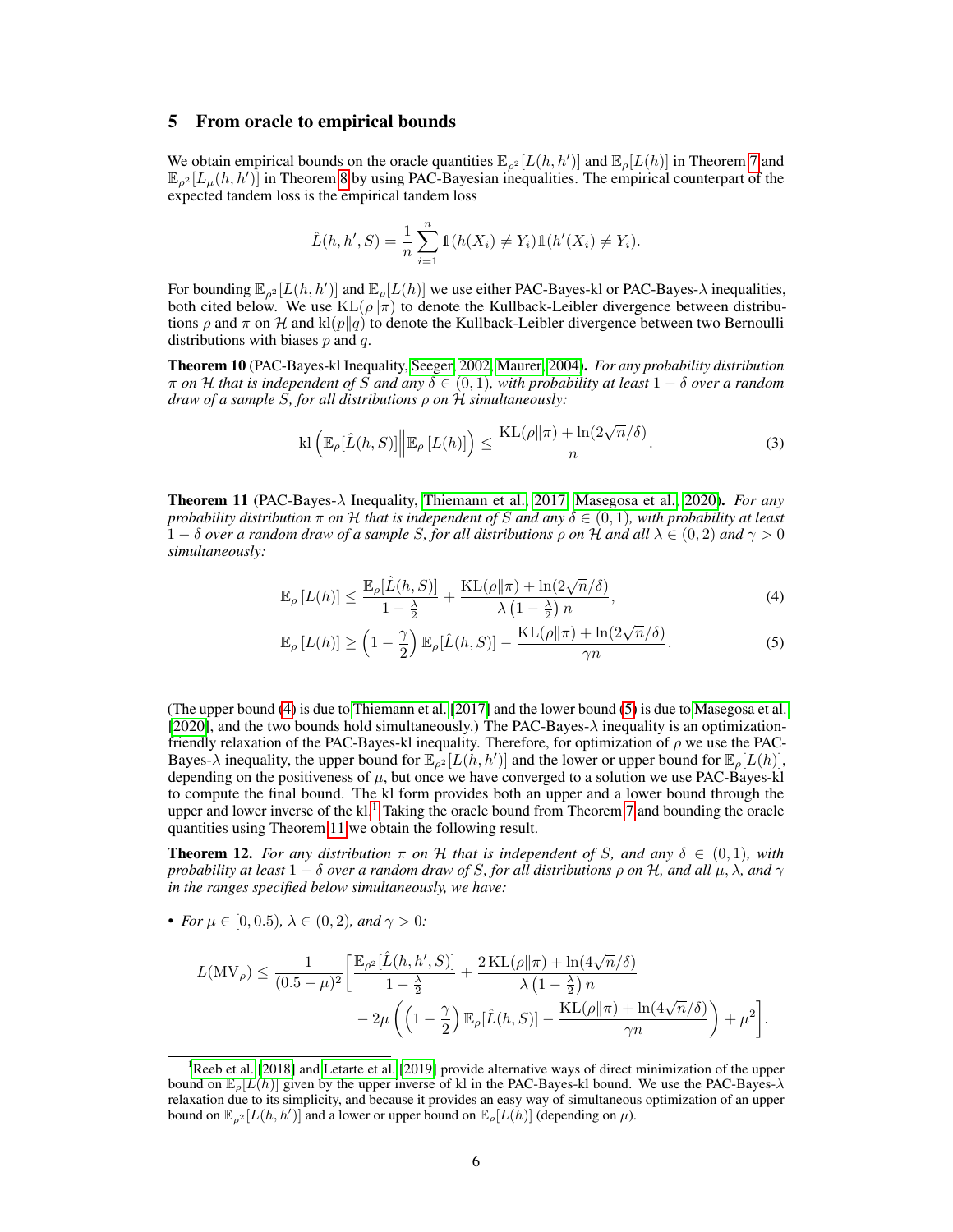## 5 From oracle to empirical bounds

We obtain empirical bounds on the oracle quantities $\mathbb{E}_{\rho^2}[L(h,h')]$ and $\mathbb{E}_\rho[L(h)]$ in Theorem 7 and $\mathbb{E}_{\rho^2}[L_\mu(h,h')]$ in Theorem 8 by using PAC-Bayesian inequalities. The empirical counterpart of the expected tandem loss is the empirical tandem loss

$$\hat{L}(h,h',S) = \frac{1}{n}\sum_{i=1}^{n} \mathbb{1}(h(X_i) \neq Y_i)\mathbb{1}(h'(X_i) \neq Y_i).$$

For bounding $\mathbb{E}_{\rho^2}[L(h,h')]$ and $\mathbb{E}_\rho[L(h)]$ we use either PAC-Bayes-kl or PAC-Bayes-$\lambda$ inequalities, both cited below. We use $\mathrm{KL}(\rho\|\pi)$ to denote the Kullback-Leibler divergence between distributions $\rho$ and $\pi$ on $\mathcal{H}$ and $\mathrm{kl}(p\|q)$ to denote the Kullback-Leibler divergence between two Bernoulli distributions with biases $p$ and $q$.

**Theorem 10** (PAC-Bayes-kl Inequality, Seeger, 2002, Maurer, 2004). *For any probability distribution $\pi$ on $\mathcal{H}$ that is independent of $S$ and any $\delta \in (0,1)$, with probability at least $1-\delta$ over a random draw of a sample $S$, for all distributions $\rho$ on $\mathcal{H}$ simultaneously:*

$$\mathrm{kl}\left(\mathbb{E}_\rho[\hat{L}(h,S)]\middle\|\mathbb{E}_\rho\left[L(h)\right]\right) \leq \frac{\mathrm{KL}(\rho\|\pi) + \ln(2\sqrt{n}/\delta)}{n}. \tag{3}$$

**Theorem 11** (PAC-Bayes-$\lambda$ Inequality, Thiemann et al., 2017, Masegosa et al., 2020). *For any probability distribution $\pi$ on $\mathcal{H}$ that is independent of $S$ and any $\delta \in (0,1)$, with probability at least $1-\delta$ over a random draw of a sample $S$, for all distributions $\rho$ on $\mathcal{H}$ and all $\lambda \in (0,2)$ and $\gamma > 0$ simultaneously:*

$$\mathbb{E}_\rho\left[L(h)\right] \leq \frac{\mathbb{E}_\rho[\hat{L}(h,S)]}{1-\frac{\lambda}{2}} + \frac{\mathrm{KL}(\rho\|\pi) + \ln(2\sqrt{n}/\delta)}{\lambda\left(1-\frac{\lambda}{2}\right)n}, \tag{4}$$

$$\mathbb{E}_\rho\left[L(h)\right] \geq \left(1-\frac{\gamma}{2}\right)\mathbb{E}_\rho[\hat{L}(h,S)] - \frac{\mathrm{KL}(\rho\|\pi) + \ln(2\sqrt{n}/\delta)}{\gamma n}. \tag{5}$$

(The upper bound (4) is due to Thiemann et al. [2017] and the lower bound (5) is due to Masegosa et al. [2020], and the two bounds hold simultaneously.) The PAC-Bayes-$\lambda$ inequality is an optimization-friendly relaxation of the PAC-Bayes-kl inequality. Therefore, for optimization of $\rho$ we use the PAC-Bayes-$\lambda$ inequality, the upper bound for $\mathbb{E}_{\rho^2}[L(h,h')]$ and the lower or upper bound for $\mathbb{E}_\rho[L(h)]$, depending on the positiveness of $\mu$, but once we have converged to a solution we use PAC-Bayes-kl to compute the final bound. The kl form provides both an upper and a lower bound through the upper and lower inverse of the kl.[1] Taking the oracle bound from Theorem 7 and bounding the oracle quantities using Theorem 11 we obtain the following result.

**Theorem 12.** *For any distribution $\pi$ on $\mathcal{H}$ that is independent of $S$, and any $\delta \in (0,1)$, with probability at least $1-\delta$ over a random draw of $S$, for all distributions $\rho$ on $\mathcal{H}$, and all $\mu$, $\lambda$, and $\gamma$ in the ranges specified below simultaneously, we have:*

- *For $\mu \in [0, 0.5)$, $\lambda \in (0,2)$, and $\gamma > 0$:*

$$L(\mathrm{MV}_\rho) \leq \frac{1}{(0.5-\mu)^2}\Bigg[\frac{\mathbb{E}_{\rho^2}[\hat{L}(h,h',S)]}{1-\frac{\lambda}{2}} + \frac{2\,\mathrm{KL}(\rho\|\pi) + \ln(4\sqrt{n}/\delta)}{\lambda\left(1-\frac{\lambda}{2}\right)n} - 2\mu\left(\left(1-\frac{\gamma}{2}\right)\mathbb{E}_\rho[\hat{L}(h,S)] - \frac{\mathrm{KL}(\rho\|\pi) + \ln(4\sqrt{n}/\delta)}{\gamma n}\right) + \mu^2\Bigg].$$

---

[1] Reeb et al. [2018] and Letarte et al. [2019] provide alternative ways of direct minimization of the upper bound on $\mathbb{E}_\rho[L(h)]$ given by the upper inverse of kl in the PAC-Bayes-kl bound. We use the PAC-Bayes-$\lambda$ relaxation due to its simplicity, and because it provides an easy way of simultaneous optimization of an upper bound on $\mathbb{E}_{\rho^2}[L(h,h')]$ and a lower or upper bound on $\mathbb{E}_\rho[L(h)]$ (depending on $\mu$).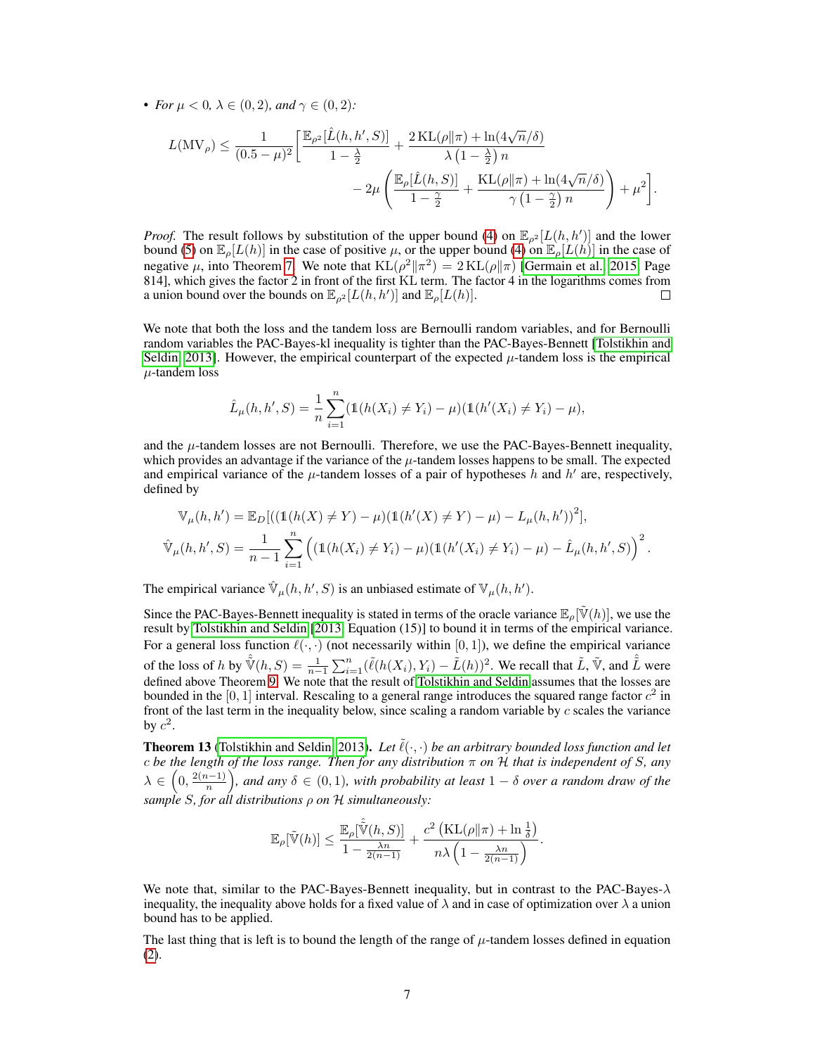- *For $\mu < 0$, $\lambda \in (0, 2)$, and $\gamma \in (0, 2)$:*

$$
L(\mathrm{MV}_\rho) \leq \frac{1}{(0.5-\mu)^2}\Bigg[\frac{\mathbb{E}_{\rho^2}[\hat{L}(h,h',S)]}{1-\frac{\lambda}{2}} + \frac{2\,\mathrm{KL}(\rho\|\pi) + \ln(4\sqrt{n}/\delta)}{\lambda\left(1-\frac{\lambda}{2}\right)n} - 2\mu\left(\frac{\mathbb{E}_\rho[\hat{L}(h,S)]}{1-\frac{\gamma}{2}} + \frac{\mathrm{KL}(\rho\|\pi) + \ln(4\sqrt{n}/\delta)}{\gamma\left(1-\frac{\gamma}{2}\right)n}\right) + \mu^2\Bigg].
$$

*Proof.* The result follows by substitution of the upper bound (4) on $\mathbb{E}_{\rho^2}[L(h,h')]$ and the lower bound (5) on $\mathbb{E}_\rho[L(h)]$ in the case of positive $\mu$, or the upper bound (4) on $\mathbb{E}_\rho[L(h)]$ in the case of negative $\mu$, into Theorem 7. We note that $\mathrm{KL}(\rho^2\|\pi^2) = 2\,\mathrm{KL}(\rho\|\pi)$ [Germain et al., 2015, Page 814], which gives the factor 2 in front of the first KL term. The factor 4 in the logarithms comes from a union bound over the bounds on $\mathbb{E}_{\rho^2}[L(h,h')]$ and $\mathbb{E}_\rho[L(h)]$. □

We note that both the loss and the tandem loss are Bernoulli random variables, and for Bernoulli random variables the PAC-Bayes-kl inequality is tighter than the PAC-Bayes-Bennett [Tolstikhin and Seldin, 2013]. However, the empirical counterpart of the expected $\mu$-tandem loss is the empirical $\mu$-tandem loss

$$
\hat{L}_\mu(h,h',S) = \frac{1}{n}\sum_{i=1}^n (\mathbb{1}(h(X_i)\neq Y_i) - \mu)(\mathbb{1}(h'(X_i)\neq Y_i) - \mu),
$$

and the $\mu$-tandem losses are not Bernoulli. Therefore, we use the PAC-Bayes-Bennett inequality, which provides an advantage if the variance of the $\mu$-tandem losses happens to be small. The expected and empirical variance of the $\mu$-tandem losses of a pair of hypotheses $h$ and $h'$ are, respectively, defined by

$$
\mathbb{V}_\mu(h,h') = \mathbb{E}_D[((\mathbb{1}(h(X)\neq Y) - \mu)(\mathbb{1}(h'(X)\neq Y) - \mu) - L_\mu(h,h'))^2],
$$

$$
\hat{\mathbb{V}}_\mu(h,h',S) = \frac{1}{n-1}\sum_{i=1}^n \Big((\mathbb{1}(h(X_i)\neq Y_i) - \mu)(\mathbb{1}(h'(X_i)\neq Y_i) - \mu) - \hat{L}_\mu(h,h',S)\Big)^2.
$$

The empirical variance $\hat{\mathbb{V}}_\mu(h,h',S)$ is an unbiased estimate of $\mathbb{V}_\mu(h,h')$.

Since the PAC-Bayes-Bennett inequality is stated in terms of the oracle variance $\mathbb{E}_\rho[\tilde{\mathbb{V}}(h)]$, we use the result by Tolstikhin and Seldin [2013, Equation (15)] to bound it in terms of the empirical variance. For a general loss function $\ell(\cdot,\cdot)$ (not necessarily within $[0,1]$), we define the empirical variance of the loss of $h$ by $\hat{\tilde{\mathbb{V}}}(h,S) = \frac{1}{n-1}\sum_{i=1}^n(\tilde{\ell}(h(X_i),Y_i) - \tilde{L}(h))^2$. We recall that $\tilde{L}$, $\tilde{\mathbb{V}}$, and $\hat{\tilde{L}}$ were defined above Theorem 9. We note that the result of Tolstikhin and Seldin assumes that the losses are bounded in the $[0,1]$ interval. Rescaling to a general range introduces the squared range factor $c^2$ in front of the last term in the inequality below, since scaling a random variable by $c$ scales the variance by $c^2$.

**Theorem 13** (Tolstikhin and Seldin, 2013). *Let $\tilde{\ell}(\cdot,\cdot)$ be an arbitrary bounded loss function and let $c$ be the length of the loss range. Then for any distribution $\pi$ on $\mathcal{H}$ that is independent of $S$, any $\lambda \in \left(0, \frac{2(n-1)}{n}\right)$, and any $\delta \in (0,1)$, with probability at least $1-\delta$ over a random draw of the sample $S$, for all distributions $\rho$ on $\mathcal{H}$ simultaneously:*

$$
\mathbb{E}_\rho[\tilde{\mathbb{V}}(h)] \leq \frac{\mathbb{E}_\rho[\hat{\tilde{\mathbb{V}}}(h,S)]}{1-\frac{\lambda n}{2(n-1)}} + \frac{c^2\left(\mathrm{KL}(\rho\|\pi) + \ln\frac{1}{\delta}\right)}{n\lambda\left(1-\frac{\lambda n}{2(n-1)}\right)}.
$$

We note that, similar to the PAC-Bayes-Bennett inequality, but in contrast to the PAC-Bayes-$\lambda$ inequality, the inequality above holds for a fixed value of $\lambda$ and in case of optimization over $\lambda$ a union bound has to be applied.

The last thing that is left is to bound the length of the range of $\mu$-tandem losses defined in equation (2).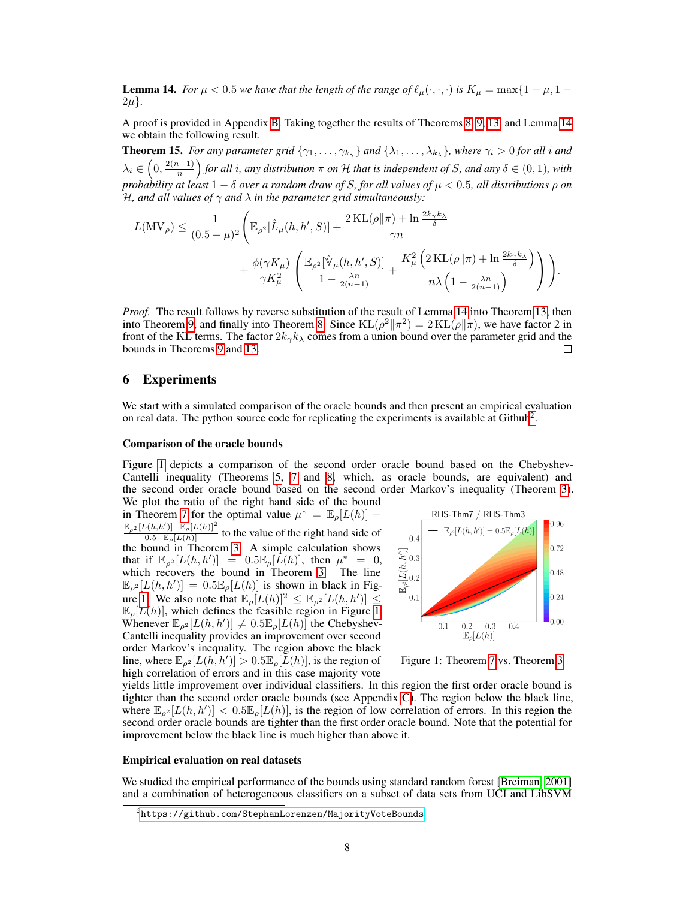**Lemma 14.** *For $\mu < 0.5$ we have that the length of the range of $\ell_\mu(\cdot,\cdot,\cdot)$ is $K_\mu = \max\{1-\mu, 1-2\mu\}$.*

A proof is provided in Appendix B. Taking together the results of Theorems 8, 9, 13, and Lemma 14 we obtain the following result.

**Theorem 15.** *For any parameter grid $\{\gamma_1,\dots,\gamma_{k_\gamma}\}$ and $\{\lambda_1,\dots,\lambda_{k_\lambda}\}$, where $\gamma_i > 0$ for all $i$ and $\lambda_i \in \left(0, \frac{2(n-1)}{n}\right)$ for all $i$, any distribution $\pi$ on $\mathcal{H}$ that is independent of $S$, and any $\delta \in (0,1)$, with probability at least $1-\delta$ over a random draw of $S$, for all values of $\mu < 0.5$, all distributions $\rho$ on $\mathcal{H}$, and all values of $\gamma$ and $\lambda$ in the parameter grid simultaneously:*

$$L(\mathrm{MV}_\rho) \leq \frac{1}{(0.5-\mu)^2}\left(\mathbb{E}_{\rho^2}[\hat{L}_\mu(h,h',S)] + \frac{2\,\mathrm{KL}(\rho\|\pi) + \ln\frac{2k_\gamma k_\lambda}{\delta}}{\gamma n} + \frac{\phi(\gamma K_\mu)}{\gamma K_\mu^2}\left(\frac{\mathbb{E}_{\rho^2}[\hat{\mathbb{V}}_\mu(h,h',S)]}{1-\frac{\lambda n}{2(n-1)}} + \frac{K_\mu^2\left(2\,\mathrm{KL}(\rho\|\pi) + \ln\frac{2k_\gamma k_\lambda}{\delta}\right)}{n\lambda\left(1-\frac{\lambda n}{2(n-1)}\right)}\right)\right).$$

*Proof.* The result follows by reverse substitution of the result of Lemma 14 into Theorem 13, then into Theorem 9, and finally into Theorem 8. Since $\mathrm{KL}(\rho^2\|\pi^2) = 2\,\mathrm{KL}(\rho\|\pi)$, we have factor 2 in front of the KL terms. The factor $2k_\gamma k_\lambda$ comes from a union bound over the parameter grid and the bounds in Theorems 9 and 13. □

## 6 Experiments

We start with a simulated comparison of the oracle bounds and then present an empirical evaluation on real data. The python source code for replicating the experiments is available at Github[2].

### Comparison of the oracle bounds

Figure 1 depicts a comparison of the second order oracle bound based on the Chebyshev-Cantelli inequality (Theorems 5, 7 and 8, which, as oracle bounds, are equivalent) and the second order oracle bound based on the second order Markov's inequality (Theorem 3). We plot the ratio of the right hand side of the bound in Theorem 7 for the optimal value $\mu^* = \mathbb{E}_\rho[L(h)] - \frac{\mathbb{E}_{\rho^2}[L(h,h')] - \mathbb{E}_\rho[L(h)]^2}{0.5 - \mathbb{E}_\rho[L(h)]}$ to the value of the right hand side of the bound in Theorem 3. A simple calculation shows that if $\mathbb{E}_{\rho^2}[L(h,h')] = 0.5\mathbb{E}_\rho[L(h)]$, then $\mu^* = 0$, which recovers the bound in Theorem 3. The line $\mathbb{E}_{\rho^2}[L(h,h')] = 0.5\mathbb{E}_\rho[L(h)]$ is shown in black in Figure 1. We also note that $\mathbb{E}_\rho[L(h)]^2 \leq \mathbb{E}_{\rho^2}[L(h,h')] \leq \mathbb{E}_\rho[L(h)]$, which defines the feasible region in Figure 1. Whenever $\mathbb{E}_{\rho^2}[L(h,h')] \neq 0.5\mathbb{E}_\rho[L(h)]$ the Chebyshev-Cantelli inequality provides an improvement over second order Markov's inequality. The region above the black line, where $\mathbb{E}_{\rho^2}[L(h,h')] > 0.5\mathbb{E}_\rho[L(h)]$, is the region of high correlation of errors and in this case majority vote yields little improvement over individual classifiers. In this region the first order oracle bound is tighter than the second order oracle bounds (see Appendix C). The region below the black line, where $\mathbb{E}_{\rho^2}[L(h,h')] < 0.5\mathbb{E}_\rho[L(h)]$, is the region of low correlation of errors. In this region the second order oracle bounds are tighter than the first order oracle bound. Note that the potential for improvement below the black line is much higher than above it.

Figure 1: Theorem 7 vs. Theorem 3

### Empirical evaluation on real datasets

We studied the empirical performance of the bounds using standard random forest [Breiman, 2001] and a combination of heterogeneous classifiers on a subset of data sets from UCI and LibSVM

[2] https://github.com/StephanLorenzen/MajorityVoteBounds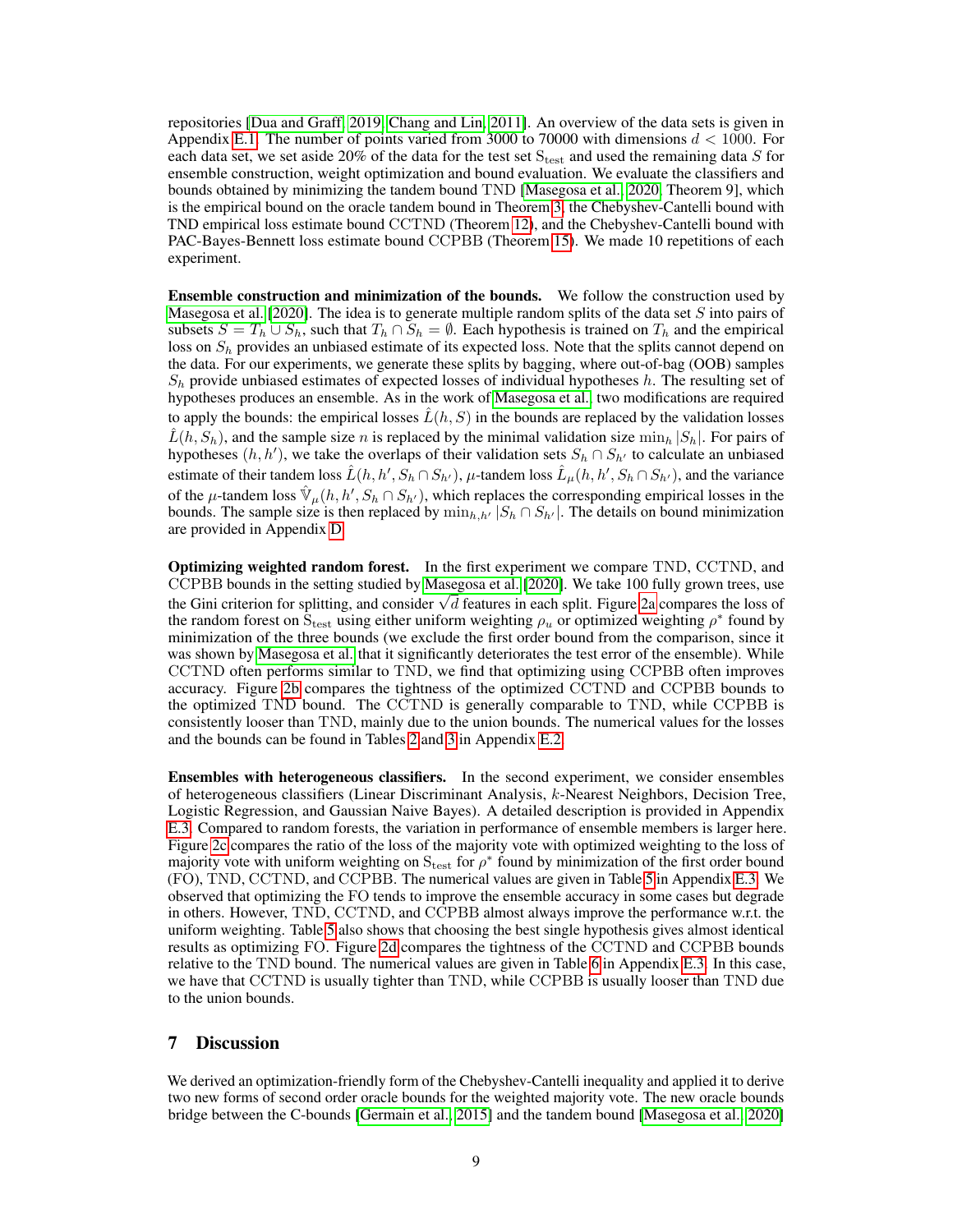repositories [Dua and Graff, 2019, Chang and Lin, 2011]. An overview of the data sets is given in Appendix E.1. The number of points varied from 3000 to 70000 with dimensions $d < 1000$. For each data set, we set aside 20% of the data for the test set $\mathrm{S}_{\mathrm{test}}$ and used the remaining data $S$ for ensemble construction, weight optimization and bound evaluation. We evaluate the classifiers and bounds obtained by minimizing the tandem bound TND [Masegosa et al., 2020, Theorem 9], which is the empirical bound on the oracle tandem bound in Theorem 3, the Chebyshev-Cantelli bound with TND empirical loss estimate bound CCTND (Theorem 12), and the Chebyshev-Cantelli bound with PAC-Bayes-Bennett loss estimate bound CCPBB (Theorem 15). We made 10 repetitions of each experiment.

**Ensemble construction and minimization of the bounds.** We follow the construction used by Masegosa et al. [2020]. The idea is to generate multiple random splits of the data set $S$ into pairs of subsets $S = T_h \cup S_h$, such that $T_h \cap S_h = \emptyset$. Each hypothesis is trained on $T_h$ and the empirical loss on $S_h$ provides an unbiased estimate of its expected loss. Note that the splits cannot depend on the data. For our experiments, we generate these splits by bagging, where out-of-bag (OOB) samples $S_h$ provide unbiased estimates of expected losses of individual hypotheses $h$. The resulting set of hypotheses produces an ensemble. As in the work of Masegosa et al., two modifications are required to apply the bounds: the empirical losses $\hat{L}(h, S)$ in the bounds are replaced by the validation losses $\hat{L}(h, S_h)$, and the sample size $n$ is replaced by the minimal validation size $\min_h |S_h|$. For pairs of hypotheses $(h, h')$, we take the overlaps of their validation sets $S_h \cap S_{h'}$ to calculate an unbiased estimate of their tandem loss $\hat{L}(h, h', S_h \cap S_{h'})$, $\mu$-tandem loss $\hat{L}_\mu(h, h', S_h \cap S_{h'})$, and the variance of the $\mu$-tandem loss $\hat{\mathbb{V}}_\mu(h, h', S_h \cap S_{h'})$, which replaces the corresponding empirical losses in the bounds. The sample size is then replaced by $\min_{h,h'} |S_h \cap S_{h'}|$. The details on bound minimization are provided in Appendix D.

**Optimizing weighted random forest.** In the first experiment we compare TND, CCTND, and CCPBB bounds in the setting studied by Masegosa et al. [2020]. We take 100 fully grown trees, use the Gini criterion for splitting, and consider $\sqrt{d}$ features in each split. Figure 2a compares the loss of the random forest on $\mathrm{S}_{\mathrm{test}}$ using either uniform weighting $\rho_u$ or optimized weighting $\rho^*$ found by minimization of the three bounds (we exclude the first order bound from the comparison, since it was shown by Masegosa et al. that it significantly deteriorates the test error of the ensemble). While CCTND often performs similar to TND, we find that optimizing using CCPBB often improves accuracy. Figure 2b compares the tightness of the optimized CCTND and CCPBB bounds to the optimized TND bound. The CCTND is generally comparable to TND, while CCPBB is consistently looser than TND, mainly due to the union bounds. The numerical values for the losses and the bounds can be found in Tables 2 and 3 in Appendix E.2.

**Ensembles with heterogeneous classifiers.** In the second experiment, we consider ensembles of heterogeneous classifiers (Linear Discriminant Analysis, $k$-Nearest Neighbors, Decision Tree, Logistic Regression, and Gaussian Naive Bayes). A detailed description is provided in Appendix E.3. Compared to random forests, the variation in performance of ensemble members is larger here. Figure 2c compares the ratio of the loss of the majority vote with optimized weighting to the loss of majority vote with uniform weighting on $\mathrm{S}_{\mathrm{test}}$ for $\rho^*$ found by minimization of the first order bound (FO), TND, CCTND, and CCPBB. The numerical values are given in Table 5 in Appendix E.3. We observed that optimizing the FO tends to improve the ensemble accuracy in some cases but degrade in others. However, TND, CCTND, and CCPBB almost always improve the performance w.r.t. the uniform weighting. Table 5 also shows that choosing the best single hypothesis gives almost identical results as optimizing FO. Figure 2d compares the tightness of the CCTND and CCPBB bounds relative to the TND bound. The numerical values are given in Table 6 in Appendix E.3. In this case, we have that CCTND is usually tighter than TND, while CCPBB is usually looser than TND due to the union bounds.

## 7 Discussion

We derived an optimization-friendly form of the Chebyshev-Cantelli inequality and applied it to derive two new forms of second order oracle bounds for the weighted majority vote. The new oracle bounds bridge between the C-bounds [Germain et al., 2015] and the tandem bound [Masegosa et al., 2020]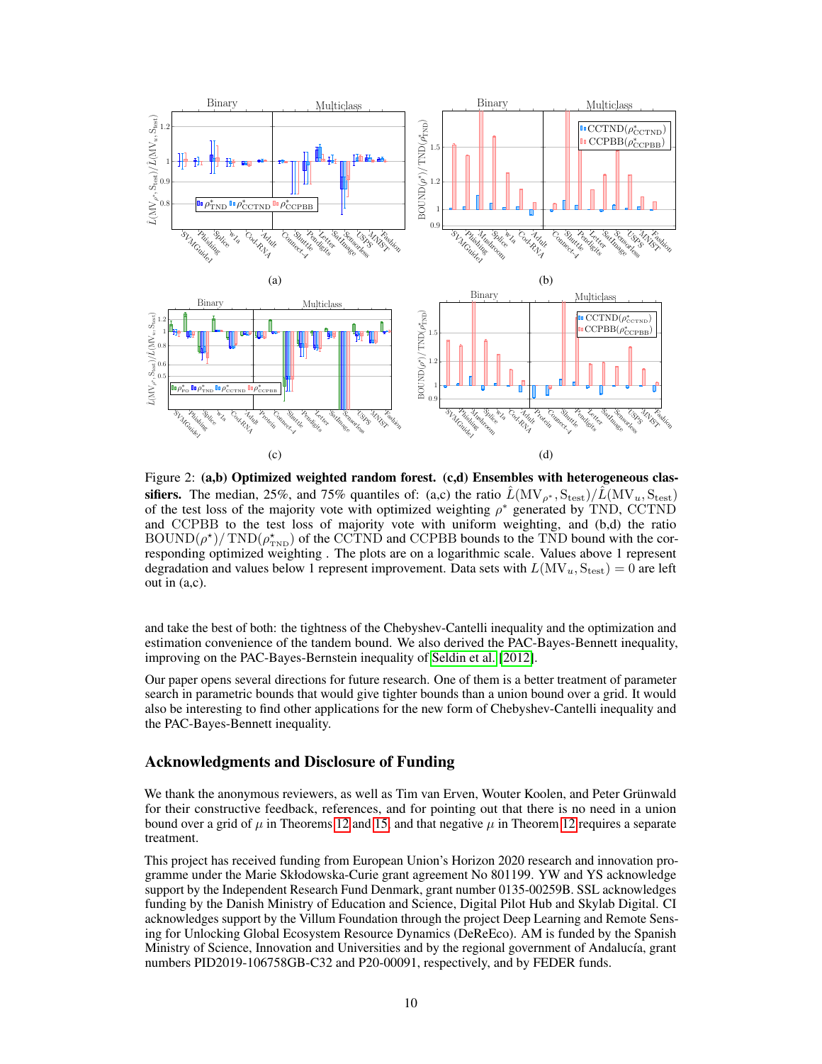Figure 2: **(a,b) Optimized weighted random forest. (c,d) Ensembles with heterogeneous classifiers.** The median, 25%, and 75% quantiles of: (a,c) the ratio $\hat{L}(\mathrm{MV}_{\rho^*}, \mathrm{S}_{\text{test}})/\hat{L}(\mathrm{MV}_u, \mathrm{S}_{\text{test}})$ of the test loss of the majority vote with optimized weighting $\rho^*$ generated by TND, CCTND and CCPBB to the test loss of majority vote with uniform weighting, and (b,d) the ratio $\mathrm{BOUND}(\rho^\star)/\,\mathrm{TND}(\rho^\star_{\text{TND}})$ of the CCTND and CCPBB bounds to the TND bound with the corresponding optimized weighting . The plots are on a logarithmic scale. Values above 1 represent degradation and values below 1 represent improvement. Data sets with $L(\mathrm{MV}_u, \mathrm{S}_{\text{test}}) = 0$ are left out in (a,c).

and take the best of both: the tightness of the Chebyshev-Cantelli inequality and the optimization and estimation convenience of the tandem bound. We also derived the PAC-Bayes-Bennett inequality, improving on the PAC-Bayes-Bernstein inequality of Seldin et al. [2012].

Our paper opens several directions for future research. One of them is a better treatment of parameter search in parametric bounds that would give tighter bounds than a union bound over a grid. It would also be interesting to find other applications for the new form of Chebyshev-Cantelli inequality and the PAC-Bayes-Bennett inequality.

## Acknowledgments and Disclosure of Funding

We thank the anonymous reviewers, as well as Tim van Erven, Wouter Koolen, and Peter Grünwald for their constructive feedback, references, and for pointing out that there is no need in a union bound over a grid of $\mu$ in Theorems 12 and 15, and that negative $\mu$ in Theorem 12 requires a separate treatment.

This project has received funding from European Union's Horizon 2020 research and innovation programme under the Marie Skłodowska-Curie grant agreement No 801199. YW and YS acknowledge support by the Independent Research Fund Denmark, grant number 0135-00259B. SSL acknowledges funding by the Danish Ministry of Education and Science, Digital Pilot Hub and Skylab Digital. CI acknowledges support by the Villum Foundation through the project Deep Learning and Remote Sensing for Unlocking Global Ecosystem Resource Dynamics (DeReEco). AM is funded by the Spanish Ministry of Science, Innovation and Universities and by the regional government of Andalucía, grant numbers PID2019-106758GB-C32 and P20-00091, respectively, and by FEDER funds.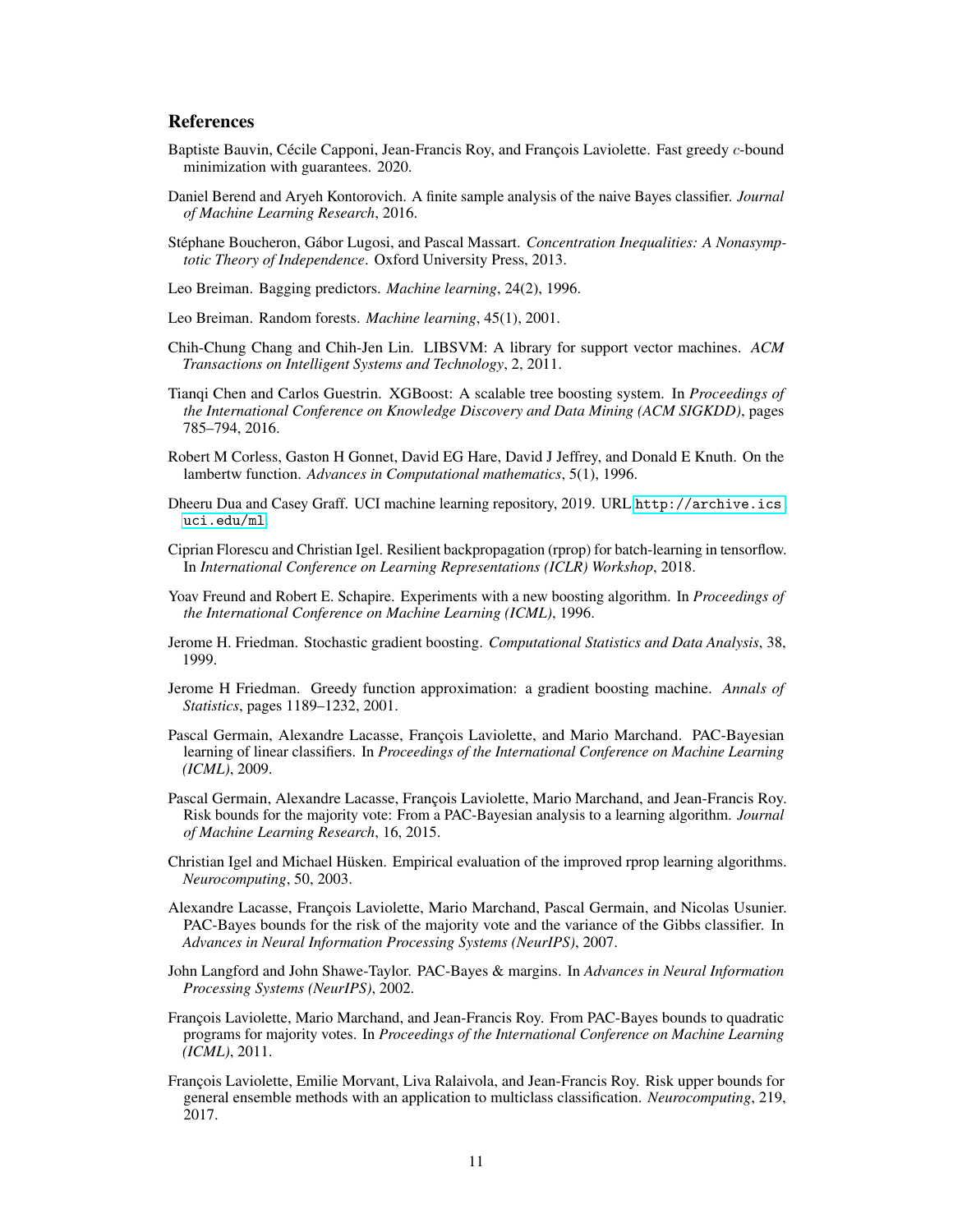## References

Baptiste Bauvin, Cécile Capponi, Jean-Francis Roy, and François Laviolette. Fast greedy $c$-bound minimization with guarantees. 2020.

Daniel Berend and Aryeh Kontorovich. A finite sample analysis of the naive Bayes classifier. *Journal of Machine Learning Research*, 2016.

Stéphane Boucheron, Gábor Lugosi, and Pascal Massart. *Concentration Inequalities: A Nonasymptotic Theory of Independence*. Oxford University Press, 2013.

Leo Breiman. Bagging predictors. *Machine learning*, 24(2), 1996.

Leo Breiman. Random forests. *Machine learning*, 45(1), 2001.

Chih-Chung Chang and Chih-Jen Lin. LIBSVM: A library for support vector machines. *ACM Transactions on Intelligent Systems and Technology*, 2, 2011.

Tianqi Chen and Carlos Guestrin. XGBoost: A scalable tree boosting system. In *Proceedings of the International Conference on Knowledge Discovery and Data Mining (ACM SIGKDD)*, pages 785–794, 2016.

Robert M Corless, Gaston H Gonnet, David EG Hare, David J Jeffrey, and Donald E Knuth. On the lambertw function. *Advances in Computational mathematics*, 5(1), 1996.

Dheeru Dua and Casey Graff. UCI machine learning repository, 2019. URL `http://archive.ics.uci.edu/ml`.

Ciprian Florescu and Christian Igel. Resilient backpropagation (rprop) for batch-learning in tensorflow. In *International Conference on Learning Representations (ICLR) Workshop*, 2018.

Yoav Freund and Robert E. Schapire. Experiments with a new boosting algorithm. In *Proceedings of the International Conference on Machine Learning (ICML)*, 1996.

Jerome H. Friedman. Stochastic gradient boosting. *Computational Statistics and Data Analysis*, 38, 1999.

Jerome H Friedman. Greedy function approximation: a gradient boosting machine. *Annals of Statistics*, pages 1189–1232, 2001.

Pascal Germain, Alexandre Lacasse, François Laviolette, and Mario Marchand. PAC-Bayesian learning of linear classifiers. In *Proceedings of the International Conference on Machine Learning (ICML)*, 2009.

Pascal Germain, Alexandre Lacasse, François Laviolette, Mario Marchand, and Jean-Francis Roy. Risk bounds for the majority vote: From a PAC-Bayesian analysis to a learning algorithm. *Journal of Machine Learning Research*, 16, 2015.

Christian Igel and Michael Hüsken. Empirical evaluation of the improved rprop learning algorithms. *Neurocomputing*, 50, 2003.

Alexandre Lacasse, François Laviolette, Mario Marchand, Pascal Germain, and Nicolas Usunier. PAC-Bayes bounds for the risk of the majority vote and the variance of the Gibbs classifier. In *Advances in Neural Information Processing Systems (NeurIPS)*, 2007.

John Langford and John Shawe-Taylor. PAC-Bayes & margins. In *Advances in Neural Information Processing Systems (NeurIPS)*, 2002.

François Laviolette, Mario Marchand, and Jean-Francis Roy. From PAC-Bayes bounds to quadratic programs for majority votes. In *Proceedings of the International Conference on Machine Learning (ICML)*, 2011.

François Laviolette, Emilie Morvant, Liva Ralaivola, and Jean-Francis Roy. Risk upper bounds for general ensemble methods with an application to multiclass classification. *Neurocomputing*, 219, 2017.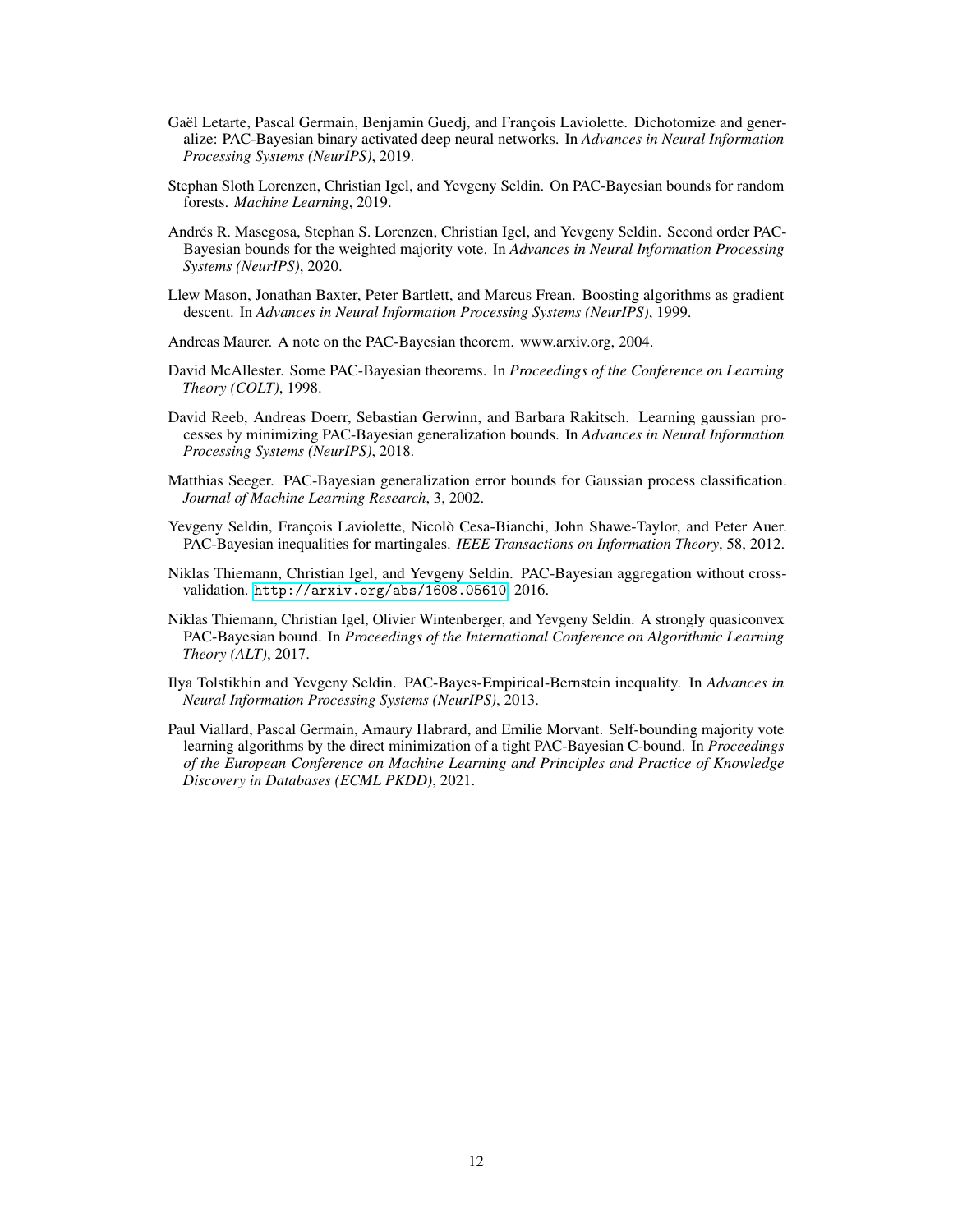Gaël Letarte, Pascal Germain, Benjamin Guedj, and François Laviolette. Dichotomize and generalize: PAC-Bayesian binary activated deep neural networks. In *Advances in Neural Information Processing Systems (NeurIPS)*, 2019.

Stephan Sloth Lorenzen, Christian Igel, and Yevgeny Seldin. On PAC-Bayesian bounds for random forests. *Machine Learning*, 2019.

Andrés R. Masegosa, Stephan S. Lorenzen, Christian Igel, and Yevgeny Seldin. Second order PAC-Bayesian bounds for the weighted majority vote. In *Advances in Neural Information Processing Systems (NeurIPS)*, 2020.

Llew Mason, Jonathan Baxter, Peter Bartlett, and Marcus Frean. Boosting algorithms as gradient descent. In *Advances in Neural Information Processing Systems (NeurIPS)*, 1999.

Andreas Maurer. A note on the PAC-Bayesian theorem. www.arxiv.org, 2004.

David McAllester. Some PAC-Bayesian theorems. In *Proceedings of the Conference on Learning Theory (COLT)*, 1998.

David Reeb, Andreas Doerr, Sebastian Gerwinn, and Barbara Rakitsch. Learning gaussian processes by minimizing PAC-Bayesian generalization bounds. In *Advances in Neural Information Processing Systems (NeurIPS)*, 2018.

Matthias Seeger. PAC-Bayesian generalization error bounds for Gaussian process classification. *Journal of Machine Learning Research*, 3, 2002.

Yevgeny Seldin, François Laviolette, Nicolò Cesa-Bianchi, John Shawe-Taylor, and Peter Auer. PAC-Bayesian inequalities for martingales. *IEEE Transactions on Information Theory*, 58, 2012.

Niklas Thiemann, Christian Igel, and Yevgeny Seldin. PAC-Bayesian aggregation without cross-validation. `http://arxiv.org/abs/1608.05610`, 2016.

Niklas Thiemann, Christian Igel, Olivier Wintenberger, and Yevgeny Seldin. A strongly quasiconvex PAC-Bayesian bound. In *Proceedings of the International Conference on Algorithmic Learning Theory (ALT)*, 2017.

Ilya Tolstikhin and Yevgeny Seldin. PAC-Bayes-Empirical-Bernstein inequality. In *Advances in Neural Information Processing Systems (NeurIPS)*, 2013.

Paul Viallard, Pascal Germain, Amaury Habrard, and Emilie Morvant. Self-bounding majority vote learning algorithms by the direct minimization of a tight PAC-Bayesian C-bound. In *Proceedings of the European Conference on Machine Learning and Principles and Practice of Knowledge Discovery in Databases (ECML PKDD)*, 2021.